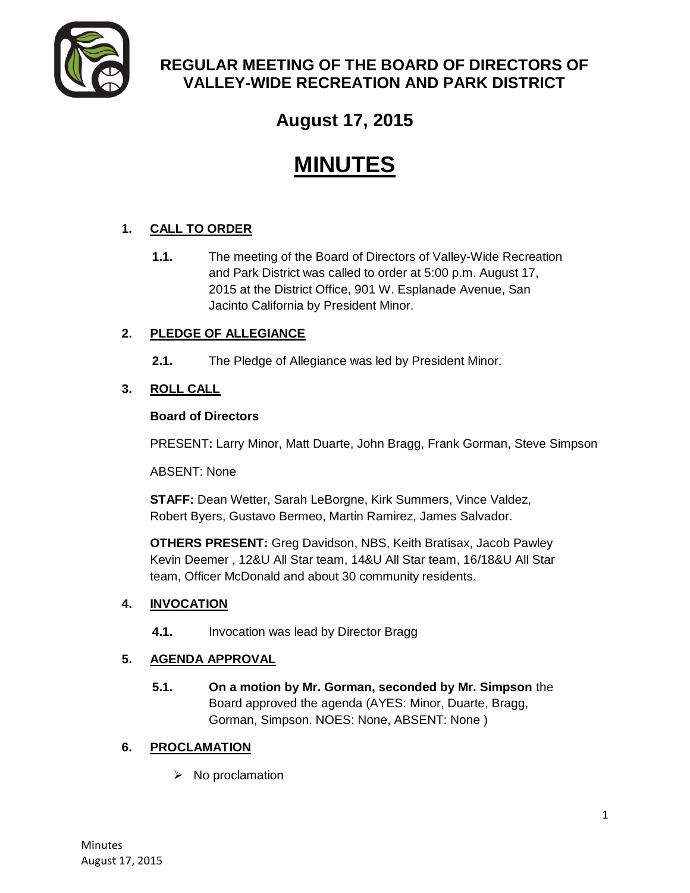# REGULAR MEETING OF THE BOARD OF DIRECTORS OF VALLEY-WIDE RECREATION AND PARK DISTRICT

## August 17, 2015

# MINUTES

**1. CALL TO ORDER**

**1.1.** The meeting of the Board of Directors of Valley-Wide Recreation and Park District was called to order at 5:00 p.m. August 17, 2015 at the District Office, 901 W. Esplanade Avenue, San Jacinto California by President Minor.

**2. PLEDGE OF ALLEGIANCE**

**2.1.** The Pledge of Allegiance was led by President Minor.

**3. ROLL CALL**

**Board of Directors**

PRESENT**:** Larry Minor, Matt Duarte, John Bragg, Frank Gorman, Steve Simpson

ABSENT: None

**STAFF:** Dean Wetter, Sarah LeBorgne, Kirk Summers, Vince Valdez, Robert Byers, Gustavo Bermeo, Martin Ramirez, James Salvador.

**OTHERS PRESENT:** Greg Davidson, NBS, Keith Bratisax, Jacob Pawley Kevin Deemer , 12&U All Star team, 14&U All Star team, 16/18&U All Star team, Officer McDonald and about 30 community residents.

**4. INVOCATION**

**4.1.** Invocation was lead by Director Bragg

**5. AGENDA APPROVAL**

**5.1.** **On a motion by Mr. Gorman, seconded by Mr. Simpson** the Board approved the agenda (AYES: Minor, Duarte, Bragg, Gorman, Simpson. NOES: None, ABSENT: None )

**6. PROCLAMATION**

- No proclamation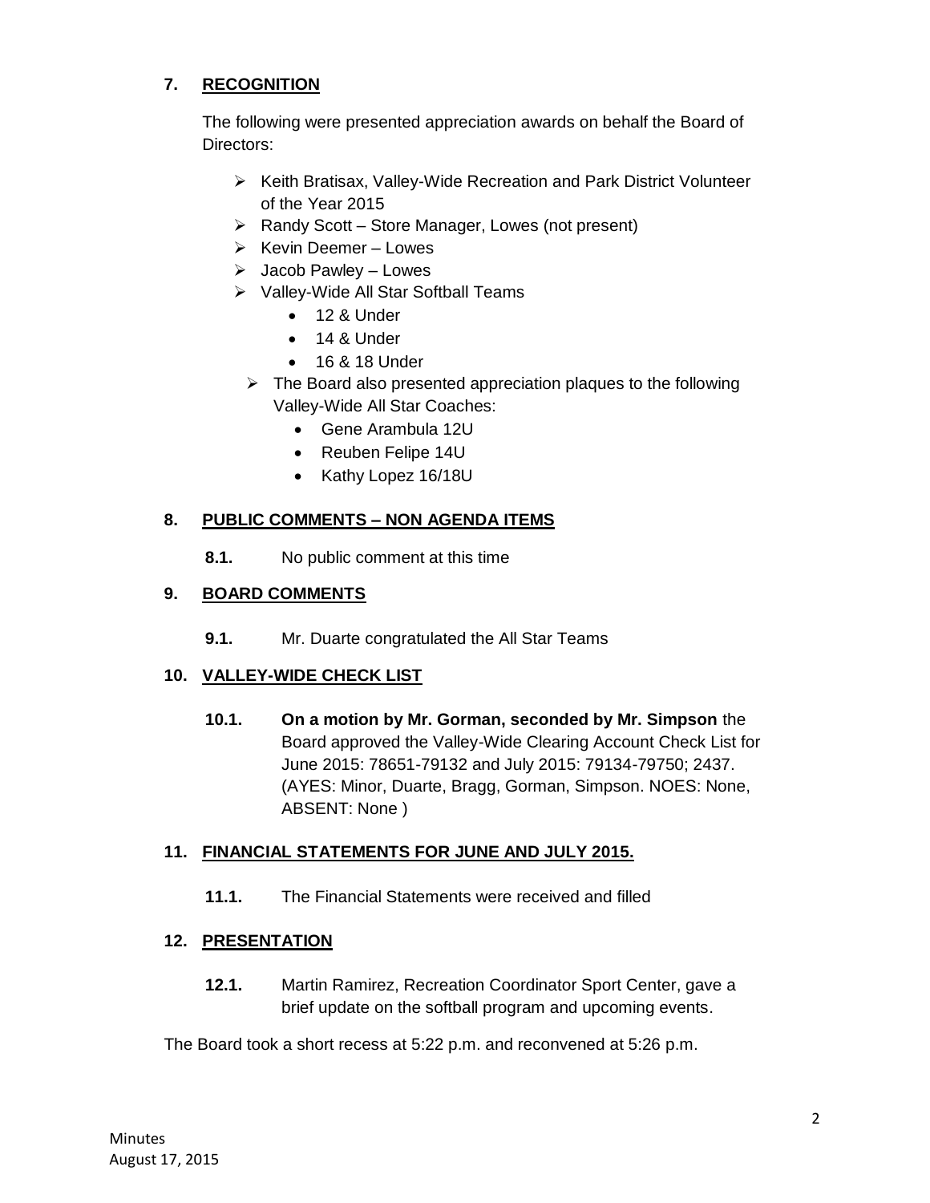## 7. RECOGNITION

The following were presented appreciation awards on behalf the Board of Directors:

- Keith Bratisax, Valley-Wide Recreation and Park District Volunteer of the Year 2015
- Randy Scott – Store Manager, Lowes (not present)
- Kevin Deemer – Lowes
- Jacob Pawley – Lowes
- Valley-Wide All Star Softball Teams
  - 12 & Under
  - 14 & Under
  - 16 & 18 Under
- The Board also presented appreciation plaques to the following Valley-Wide All Star Coaches:
  - Gene Arambula 12U
  - Reuben Felipe 14U
  - Kathy Lopez 16/18U

## 8. PUBLIC COMMENTS – NON AGENDA ITEMS

**8.1.** No public comment at this time

## 9. BOARD COMMENTS

**9.1.** Mr. Duarte congratulated the All Star Teams

## 10. VALLEY-WIDE CHECK LIST

**10.1.** **On a motion by Mr. Gorman, seconded by Mr. Simpson** the Board approved the Valley-Wide Clearing Account Check List for June 2015: 78651-79132 and July 2015: 79134-79750; 2437. (AYES: Minor, Duarte, Bragg, Gorman, Simpson. NOES: None, ABSENT: None )

## 11. FINANCIAL STATEMENTS FOR JUNE AND JULY 2015.

**11.1.** The Financial Statements were received and filled

## 12. PRESENTATION

**12.1.** Martin Ramirez, Recreation Coordinator Sport Center, gave a brief update on the softball program and upcoming events.

The Board took a short recess at 5:22 p.m. and reconvened at 5:26 p.m.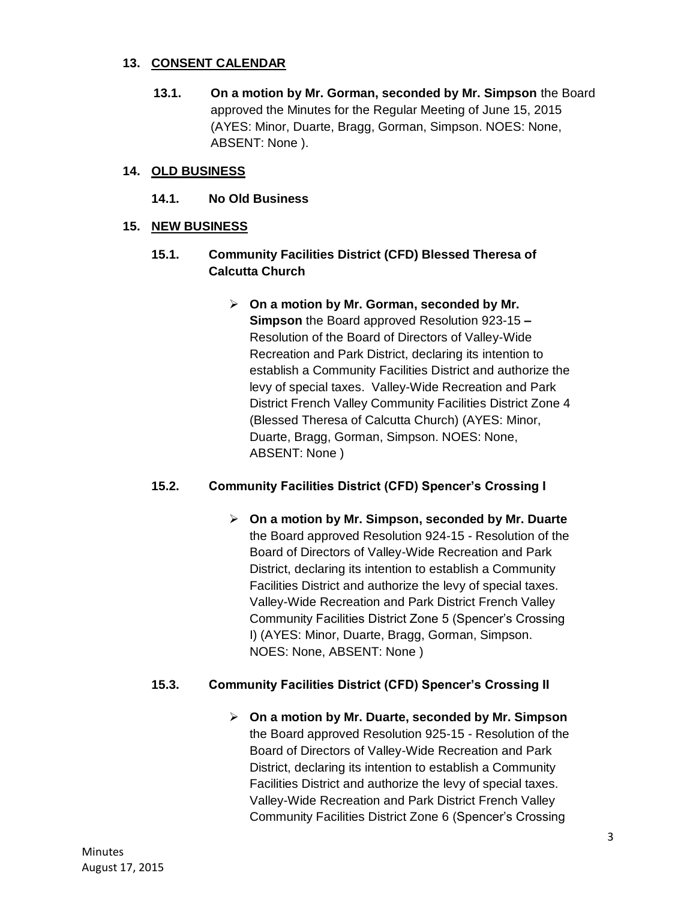## 13. CONSENT CALENDAR

**13.1. On a motion by Mr. Gorman, seconded by Mr. Simpson** the Board approved the Minutes for the Regular Meeting of June 15, 2015 (AYES: Minor, Duarte, Bragg, Gorman, Simpson. NOES: None, ABSENT: None ).

## 14. OLD BUSINESS

**14.1. No Old Business**

## 15. NEW BUSINESS

### 15.1. Community Facilities District (CFD) Blessed Theresa of Calcutta Church

- **On a motion by Mr. Gorman, seconded by Mr. Simpson** the Board approved Resolution 923-15 **–** Resolution of the Board of Directors of Valley-Wide Recreation and Park District, declaring its intention to establish a Community Facilities District and authorize the levy of special taxes. Valley-Wide Recreation and Park District French Valley Community Facilities District Zone 4 (Blessed Theresa of Calcutta Church) (AYES: Minor, Duarte, Bragg, Gorman, Simpson. NOES: None, ABSENT: None )

### 15.2. Community Facilities District (CFD) Spencer's Crossing I

- **On a motion by Mr. Simpson, seconded by Mr. Duarte** the Board approved Resolution 924-15 - Resolution of the Board of Directors of Valley-Wide Recreation and Park District, declaring its intention to establish a Community Facilities District and authorize the levy of special taxes. Valley-Wide Recreation and Park District French Valley Community Facilities District Zone 5 (Spencer's Crossing I) (AYES: Minor, Duarte, Bragg, Gorman, Simpson. NOES: None, ABSENT: None )

### 15.3. Community Facilities District (CFD) Spencer's Crossing II

- **On a motion by Mr. Duarte, seconded by Mr. Simpson** the Board approved Resolution 925-15 - Resolution of the Board of Directors of Valley-Wide Recreation and Park District, declaring its intention to establish a Community Facilities District and authorize the levy of special taxes. Valley-Wide Recreation and Park District French Valley Community Facilities District Zone 6 (Spencer's Crossing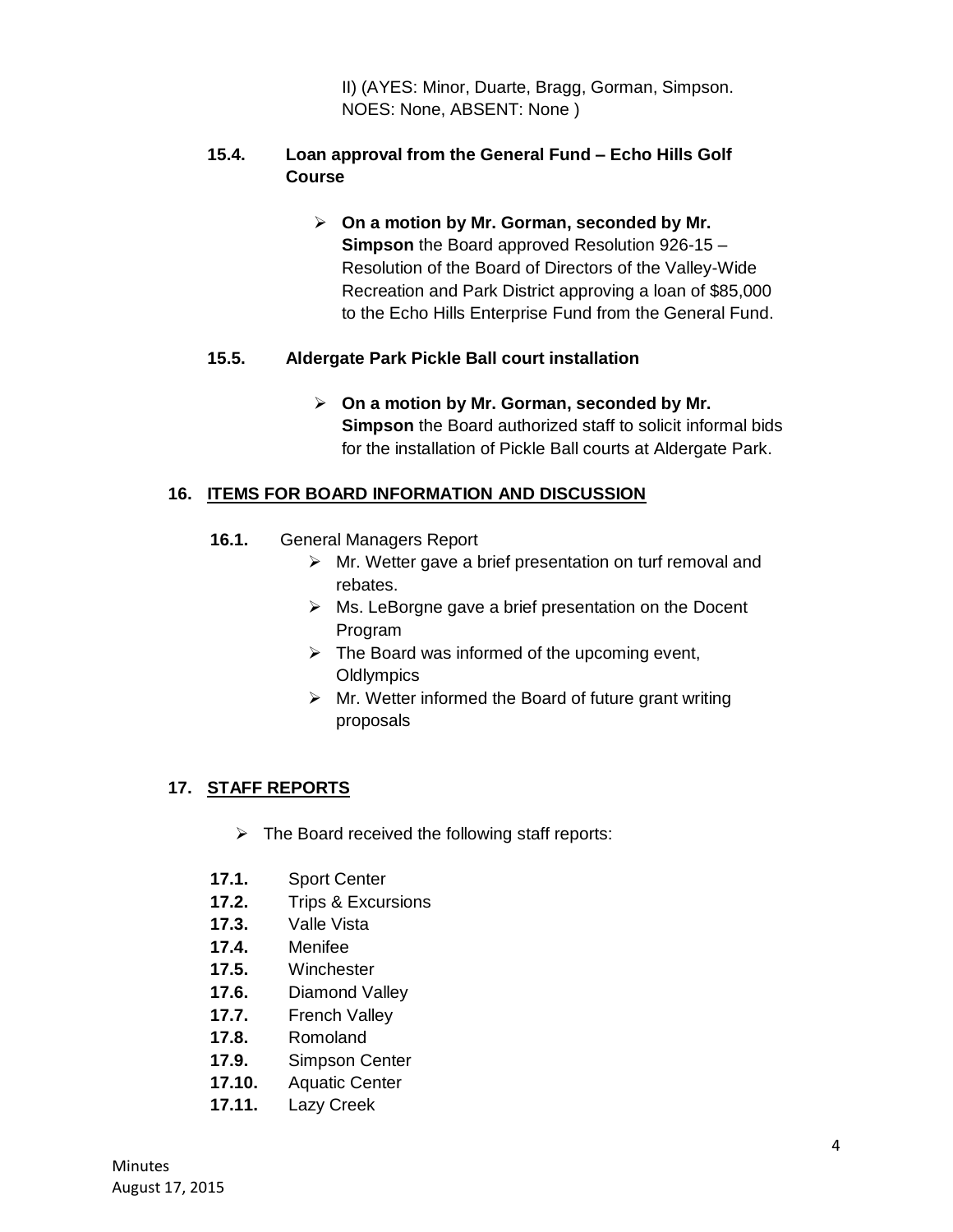II) (AYES: Minor, Duarte, Bragg, Gorman, Simpson. NOES: None, ABSENT: None )

**15.4. Loan approval from the General Fund – Echo Hills Golf Course**

- **On a motion by Mr. Gorman, seconded by Mr. Simpson** the Board approved Resolution 926-15 – Resolution of the Board of Directors of the Valley-Wide Recreation and Park District approving a loan of $85,000 to the Echo Hills Enterprise Fund from the General Fund.

**15.5. Aldergate Park Pickle Ball court installation**

- **On a motion by Mr. Gorman, seconded by Mr. Simpson** the Board authorized staff to solicit informal bids for the installation of Pickle Ball courts at Aldergate Park.

## 16. ITEMS FOR BOARD INFORMATION AND DISCUSSION

**16.1.** General Managers Report

- Mr. Wetter gave a brief presentation on turf removal and rebates.
- Ms. LeBorgne gave a brief presentation on the Docent Program
- The Board was informed of the upcoming event, Oldlympics
- Mr. Wetter informed the Board of future grant writing proposals

## 17. STAFF REPORTS

- The Board received the following staff reports:

**17.1.** Sport Center
**17.2.** Trips & Excursions
**17.3.** Valle Vista
**17.4.** Menifee
**17.5.** Winchester
**17.6.** Diamond Valley
**17.7.** French Valley
**17.8.** Romoland
**17.9.** Simpson Center
**17.10.** Aquatic Center
**17.11.** Lazy Creek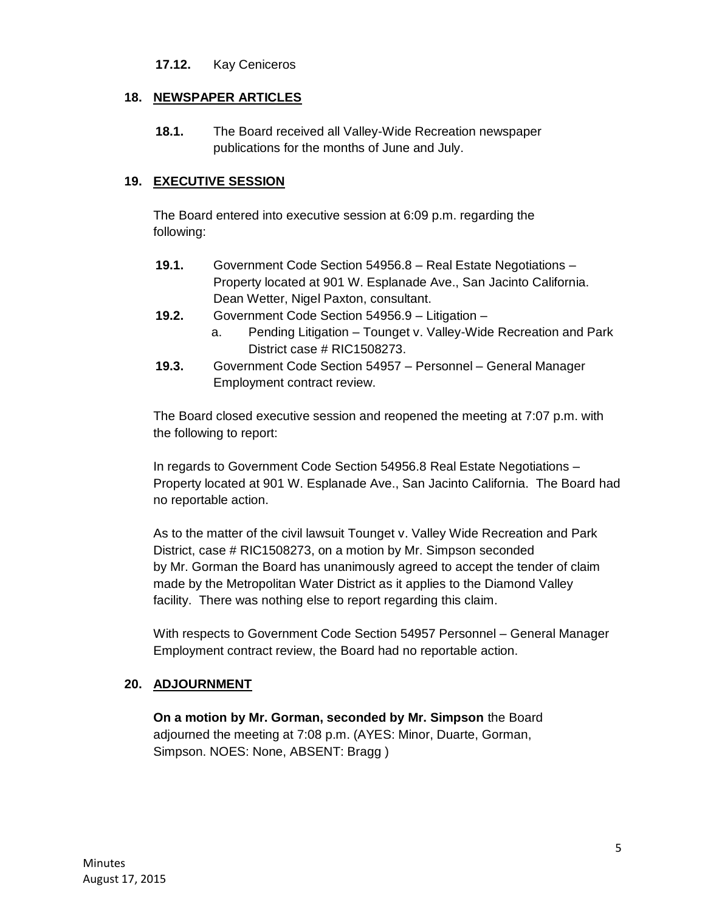**17.12.** Kay Ceniceros

## 18. NEWSPAPER ARTICLES

**18.1.** The Board received all Valley-Wide Recreation newspaper publications for the months of June and July.

## 19. EXECUTIVE SESSION

The Board entered into executive session at 6:09 p.m. regarding the following:

**19.1.** Government Code Section 54956.8 – Real Estate Negotiations – Property located at 901 W. Esplanade Ave., San Jacinto California. Dean Wetter, Nigel Paxton, consultant.

**19.2.** Government Code Section 54956.9 – Litigation –

a. Pending Litigation – Tounget v. Valley-Wide Recreation and Park District case # RIC1508273.

**19.3.** Government Code Section 54957 – Personnel – General Manager Employment contract review.

The Board closed executive session and reopened the meeting at 7:07 p.m. with the following to report:

In regards to Government Code Section 54956.8 Real Estate Negotiations – Property located at 901 W. Esplanade Ave., San Jacinto California. The Board had no reportable action.

As to the matter of the civil lawsuit Tounget v. Valley Wide Recreation and Park District, case # RIC1508273, on a motion by Mr. Simpson seconded by Mr. Gorman the Board has unanimously agreed to accept the tender of claim made by the Metropolitan Water District as it applies to the Diamond Valley facility. There was nothing else to report regarding this claim.

With respects to Government Code Section 54957 Personnel – General Manager Employment contract review, the Board had no reportable action.

## 20. ADJOURNMENT

**On a motion by Mr. Gorman, seconded by Mr. Simpson** the Board adjourned the meeting at 7:08 p.m. (AYES: Minor, Duarte, Gorman, Simpson. NOES: None, ABSENT: Bragg )